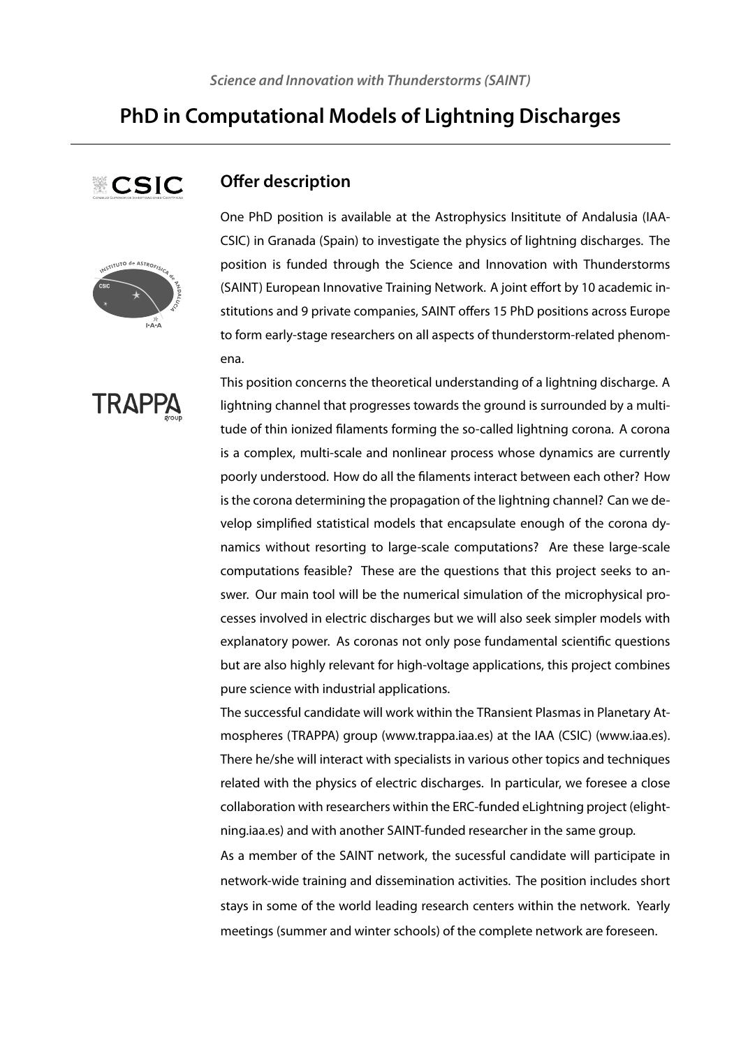*Science and Innovation with Thunderstorms (SAINT)*

# PhD in Computational Models of Lightning Discharges

## Offer description

One PhD position is available at the Astrophysics Insititute of Andalusia (IAA-CSIC) in Granada (Spain) to investigate the physics of lightning discharges. The position is funded through the Science and Innovation with Thunderstorms (SAINT) European Innovative Training Network. A joint effort by 10 academic institutions and 9 private companies, SAINT offers 15 PhD positions across Europe to form early-stage researchers on all aspects of thunderstorm-related phenomena.

This position concerns the theoretical understanding of a lightning discharge. A lightning channel that progresses towards the ground is surrounded by a multitude of thin ionized filaments forming the so-called lightning corona. A corona is a complex, multi-scale and nonlinear process whose dynamics are currently poorly understood. How do all the filaments interact between each other? How is the corona determining the propagation of the lightning channel? Can we develop simplified statistical models that encapsulate enough of the corona dynamics without resorting to large-scale computations? Are these large-scale computations feasible? These are the questions that this project seeks to answer. Our main tool will be the numerical simulation of the microphysical processes involved in electric discharges but we will also seek simpler models with explanatory power. As coronas not only pose fundamental scientific questions but are also highly relevant for high-voltage applications, this project combines pure science with industrial applications.

The successful candidate will work within the TRansient Plasmas in Planetary Atmospheres (TRAPPA) group (www.trappa.iaa.es) at the IAA (CSIC) (www.iaa.es). There he/she will interact with specialists in various other topics and techniques related with the physics of electric discharges. In particular, we foresee a close collaboration with researchers within the ERC-funded eLightning project (elightning.iaa.es) and with another SAINT-funded researcher in the same group.

As a member of the SAINT network, the sucessful candidate will participate in network-wide training and dissemination activities. The position includes short stays in some of the world leading research centers within the network. Yearly meetings (summer and winter schools) of the complete network are foreseen.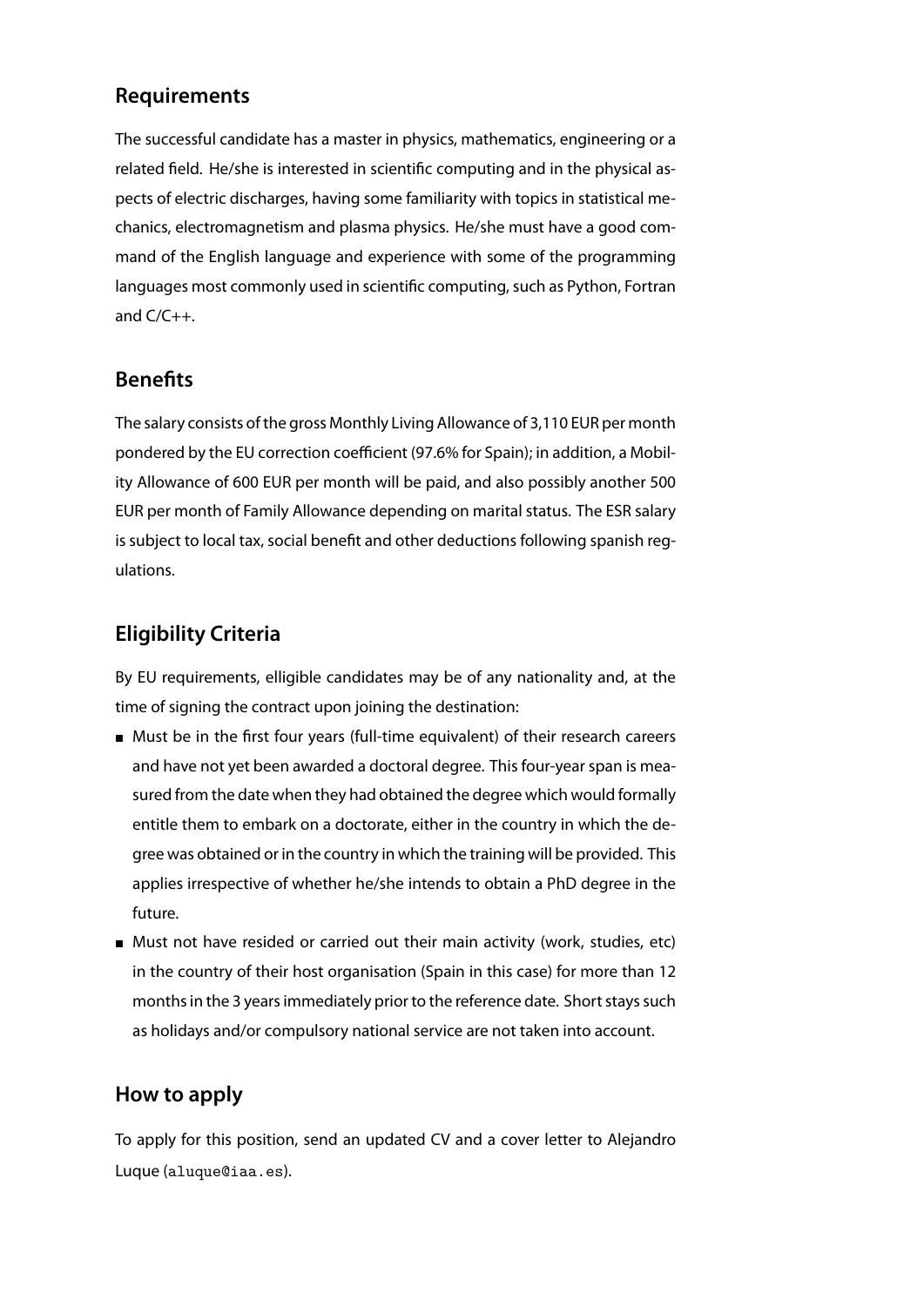## Requirements

The successful candidate has a master in physics, mathematics, engineering or a related field. He/she is interested in scientific computing and in the physical aspects of electric discharges, having some familiarity with topics in statistical mechanics, electromagnetism and plasma physics. He/she must have a good command of the English language and experience with some of the programming languages most commonly used in scientific computing, such as Python, Fortran and C/C++.

## Benefits

The salary consists of the gross Monthly Living Allowance of 3,110 EUR per month pondered by the EU correction coefficient (97.6% for Spain); in addition, a Mobility Allowance of 600 EUR per month will be paid, and also possibly another 500 EUR per month of Family Allowance depending on marital status. The ESR salary is subject to local tax, social benefit and other deductions following spanish regulations.

## Eligibility Criteria

By EU requirements, elligible candidates may be of any nationality and, at the time of signing the contract upon joining the destination:

- Must be in the first four years (full-time equivalent) of their research careers and have not yet been awarded a doctoral degree. This four-year span is measured from the date when they had obtained the degree which would formally entitle them to embark on a doctorate, either in the country in which the degree was obtained or in the country in which the training will be provided. This applies irrespective of whether he/she intends to obtain a PhD degree in the future.
- Must not have resided or carried out their main activity (work, studies, etc) in the country of their host organisation (Spain in this case) for more than 12 months in the 3 years immediately prior to the reference date. Short stays such as holidays and/or compulsory national service are not taken into account.

## How to apply

To apply for this position, send an updated CV and a cover letter to Alejandro Luque (`aluque@iaa.es`).